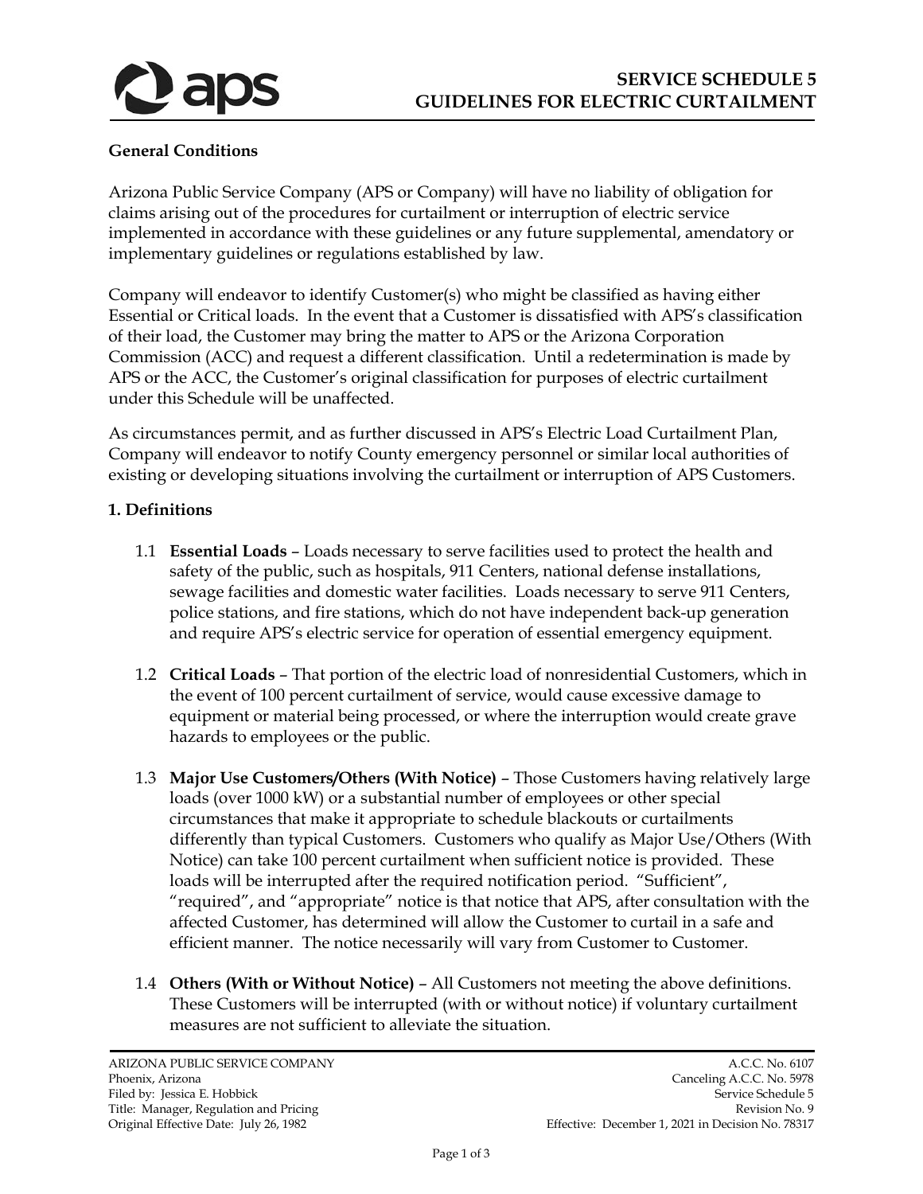# SERVICE SCHEDULE 5
# GUIDELINES FOR ELECTRIC CURTAILMENT

**General Conditions**

Arizona Public Service Company (APS or Company) will have no liability of obligation for claims arising out of the procedures for curtailment or interruption of electric service implemented in accordance with these guidelines or any future supplemental, amendatory or implementary guidelines or regulations established by law.

Company will endeavor to identify Customer(s) who might be classified as having either Essential or Critical loads. In the event that a Customer is dissatisfied with APS's classification of their load, the Customer may bring the matter to APS or the Arizona Corporation Commission (ACC) and request a different classification. Until a redetermination is made by APS or the ACC, the Customer's original classification for purposes of electric curtailment under this Schedule will be unaffected.

As circumstances permit, and as further discussed in APS's Electric Load Curtailment Plan, Company will endeavor to notify County emergency personnel or similar local authorities of existing or developing situations involving the curtailment or interruption of APS Customers.

**1. Definitions**

1.1 **Essential Loads** – Loads necessary to serve facilities used to protect the health and safety of the public, such as hospitals, 911 Centers, national defense installations, sewage facilities and domestic water facilities. Loads necessary to serve 911 Centers, police stations, and fire stations, which do not have independent back-up generation and require APS's electric service for operation of essential emergency equipment.

1.2 **Critical Loads** – That portion of the electric load of nonresidential Customers, which in the event of 100 percent curtailment of service, would cause excessive damage to equipment or material being processed, or where the interruption would create grave hazards to employees or the public.

1.3 **Major Use Customers/Others (With Notice)** – Those Customers having relatively large loads (over 1000 kW) or a substantial number of employees or other special circumstances that make it appropriate to schedule blackouts or curtailments differently than typical Customers. Customers who qualify as Major Use/Others (With Notice) can take 100 percent curtailment when sufficient notice is provided. These loads will be interrupted after the required notification period. "Sufficient", "required", and "appropriate" notice is that notice that APS, after consultation with the affected Customer, has determined will allow the Customer to curtail in a safe and efficient manner. The notice necessarily will vary from Customer to Customer.

1.4 **Others (With or Without Notice)** – All Customers not meeting the above definitions. These Customers will be interrupted (with or without notice) if voluntary curtailment measures are not sufficient to alleviate the situation.

ARIZONA PUBLIC SERVICE COMPANY
Phoenix, Arizona
Filed by: Jessica E. Hobbick
Title: Manager, Regulation and Pricing
Original Effective Date: July 26, 1982

A.C.C. No. 6107
Canceling A.C.C. No. 5978
Service Schedule 5
Revision No. 9
Effective: December 1, 2021 in Decision No. 78317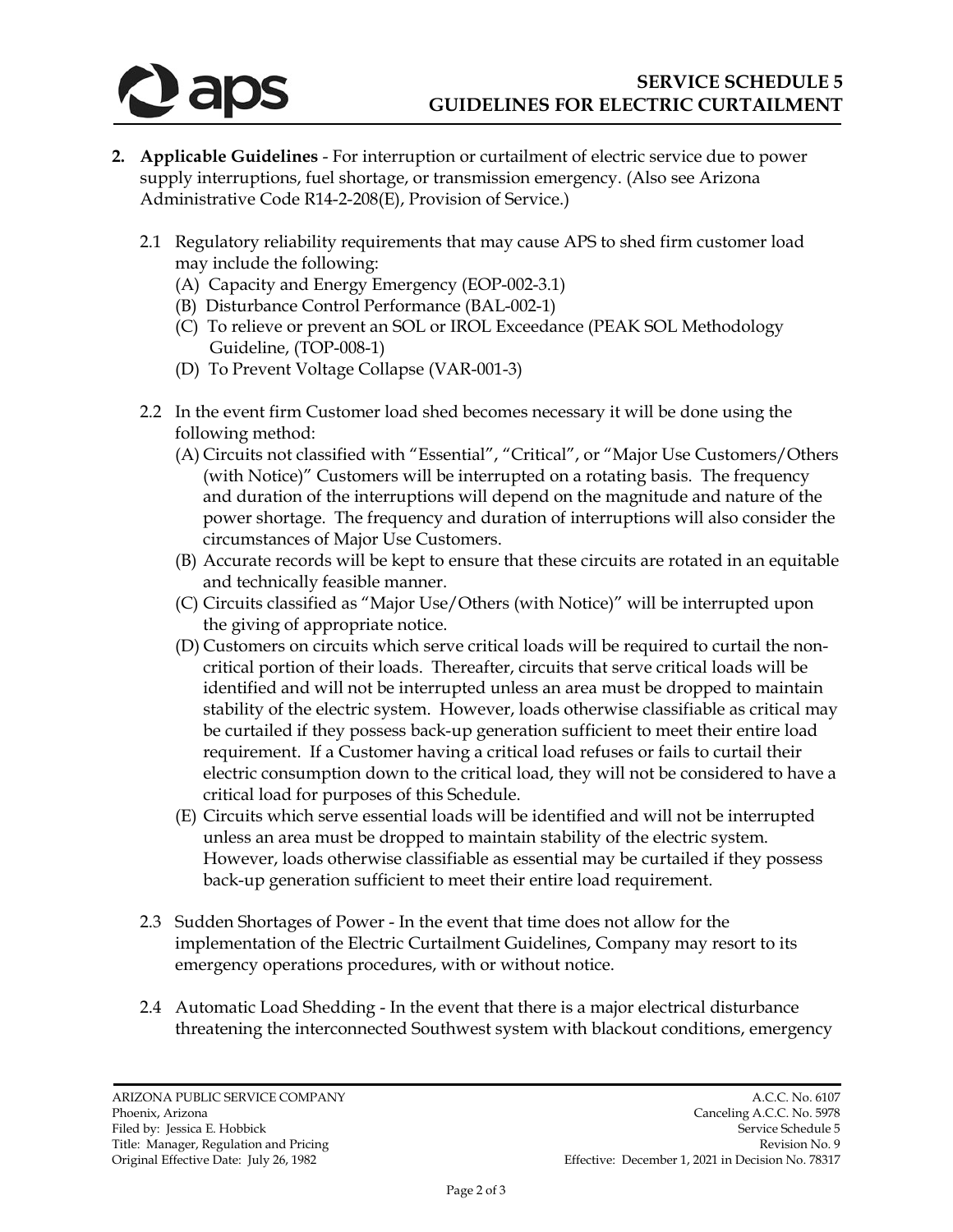2. **Applicable Guidelines** - For interruption or curtailment of electric service due to power supply interruptions, fuel shortage, or transmission emergency. (Also see Arizona Administrative Code R14-2-208(E), Provision of Service.)

   2.1 Regulatory reliability requirements that may cause APS to shed firm customer load may include the following:
      (A) Capacity and Energy Emergency (EOP-002-3.1)
      (B) Disturbance Control Performance (BAL-002-1)
      (C) To relieve or prevent an SOL or IROL Exceedance (PEAK SOL Methodology Guideline, (TOP-008-1)
      (D) To Prevent Voltage Collapse (VAR-001-3)

   2.2 In the event firm Customer load shed becomes necessary it will be done using the following method:
      (A) Circuits not classified with "Essential", "Critical", or "Major Use Customers/Others (with Notice)" Customers will be interrupted on a rotating basis. The frequency and duration of the interruptions will depend on the magnitude and nature of the power shortage. The frequency and duration of interruptions will also consider the circumstances of Major Use Customers.
      (B) Accurate records will be kept to ensure that these circuits are rotated in an equitable and technically feasible manner.
      (C) Circuits classified as "Major Use/Others (with Notice)" will be interrupted upon the giving of appropriate notice.
      (D) Customers on circuits which serve critical loads will be required to curtail the non-critical portion of their loads. Thereafter, circuits that serve critical loads will be identified and will not be interrupted unless an area must be dropped to maintain stability of the electric system. However, loads otherwise classifiable as critical may be curtailed if they possess back-up generation sufficient to meet their entire load requirement. If a Customer having a critical load refuses or fails to curtail their electric consumption down to the critical load, they will not be considered to have a critical load for purposes of this Schedule.
      (E) Circuits which serve essential loads will be identified and will not be interrupted unless an area must be dropped to maintain stability of the electric system. However, loads otherwise classifiable as essential may be curtailed if they possess back-up generation sufficient to meet their entire load requirement.

   2.3 Sudden Shortages of Power - In the event that time does not allow for the implementation of the Electric Curtailment Guidelines, Company may resort to its emergency operations procedures, with or without notice.

   2.4 Automatic Load Shedding - In the event that there is a major electrical disturbance threatening the interconnected Southwest system with blackout conditions, emergency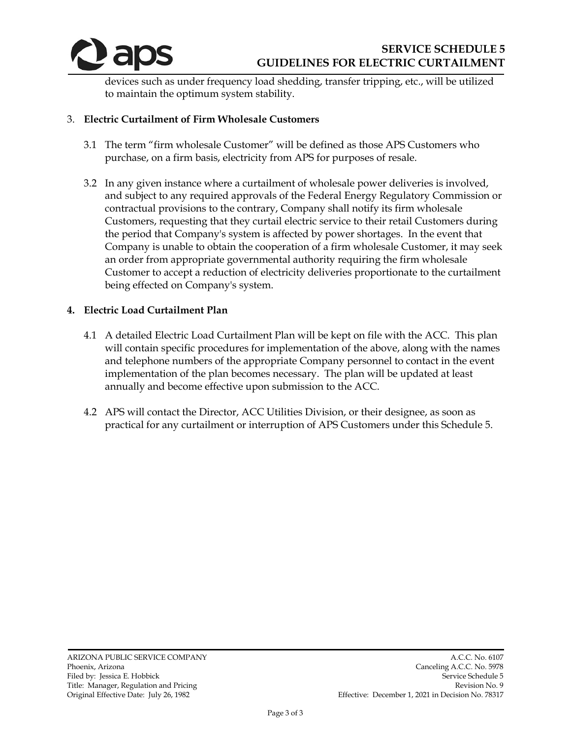devices such as under frequency load shedding, transfer tripping, etc., will be utilized to maintain the optimum system stability.

3. **Electric Curtailment of Firm Wholesale Customers**

   3.1 The term “firm wholesale Customer” will be defined as those APS Customers who purchase, on a firm basis, electricity from APS for purposes of resale.

   3.2 In any given instance where a curtailment of wholesale power deliveries is involved, and subject to any required approvals of the Federal Energy Regulatory Commission or contractual provisions to the contrary, Company shall notify its firm wholesale Customers, requesting that they curtail electric service to their retail Customers during the period that Company's system is affected by power shortages. In the event that Company is unable to obtain the cooperation of a firm wholesale Customer, it may seek an order from appropriate governmental authority requiring the firm wholesale Customer to accept a reduction of electricity deliveries proportionate to the curtailment being effected on Company's system.

4. **Electric Load Curtailment Plan**

   4.1 A detailed Electric Load Curtailment Plan will be kept on file with the ACC. This plan will contain specific procedures for implementation of the above, along with the names and telephone numbers of the appropriate Company personnel to contact in the event implementation of the plan becomes necessary. The plan will be updated at least annually and become effective upon submission to the ACC.

   4.2 APS will contact the Director, ACC Utilities Division, or their designee, as soon as practical for any curtailment or interruption of APS Customers under this Schedule 5.